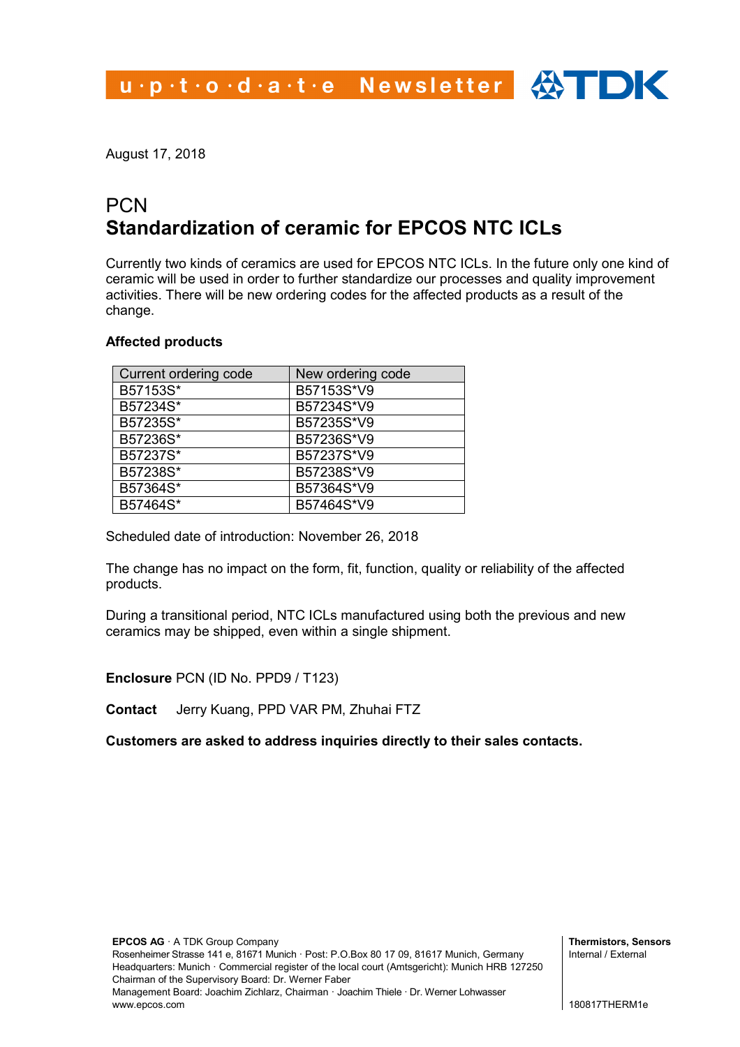u·p·t·o·d·a·t·e Newsletter TDK

August 17, 2018

# PCN
# Standardization of ceramic for EPCOS NTC ICLs

Currently two kinds of ceramics are used for EPCOS NTC ICLs. In the future only one kind of ceramic will be used in order to further standardize our processes and quality improvement activities. There will be new ordering codes for the affected products as a result of the change.

**Affected products**

| Current ordering code | New ordering code |
|---|---|
| B57153S* | B57153S*V9 |
| B57234S* | B57234S*V9 |
| B57235S* | B57235S*V9 |
| B57236S* | B57236S*V9 |
| B57237S* | B57237S*V9 |
| B57238S* | B57238S*V9 |
| B57364S* | B57364S*V9 |
| B57464S* | B57464S*V9 |

Scheduled date of introduction: November 26, 2018

The change has no impact on the form, fit, function, quality or reliability of the affected products.

During a transitional period, NTC ICLs manufactured using both the previous and new ceramics may be shipped, even within a single shipment.

**Enclosure** PCN (ID No. PPD9 / T123)

**Contact** Jerry Kuang, PPD VAR PM, Zhuhai FTZ

**Customers are asked to address inquiries directly to their sales contacts.**

**EPCOS AG** · A TDK Group Company
Rosenheimer Strasse 141 e, 81671 Munich · Post: P.O.Box 80 17 09, 81617 Munich, Germany
Headquarters: Munich · Commercial register of the local court (Amtsgericht): Munich HRB 127250
Chairman of the Supervisory Board: Dr. Werner Faber
Management Board: Joachim Zichlarz, Chairman · Joachim Thiele · Dr. Werner Lohwasser
www.epcos.com

**Thermistors, Sensors**
Internal / External

180817THERM1e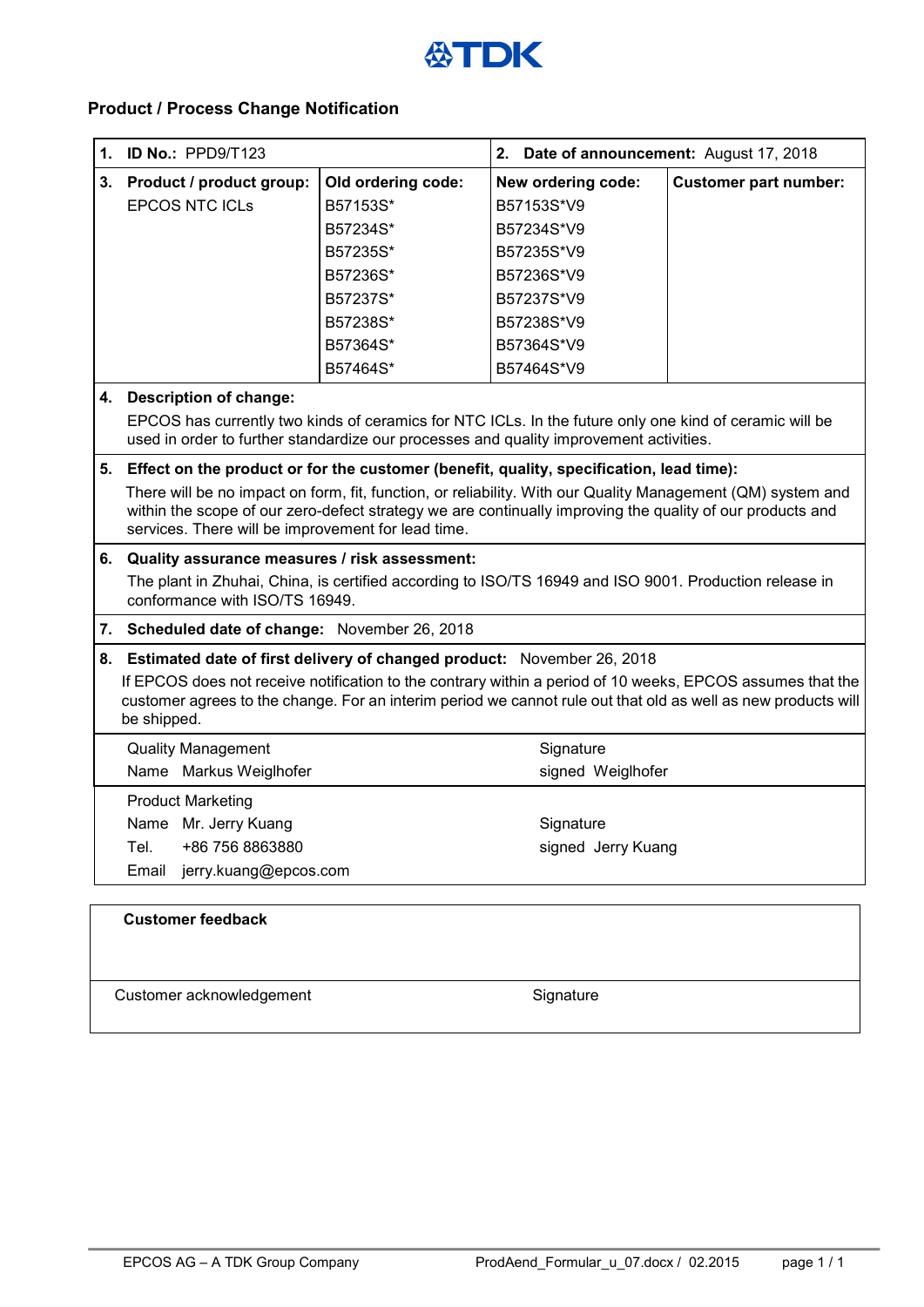**TDK**

## Product / Process Change Notification

| | | | |
|---|---|---|---|
| **1. ID No.:** PPD9/T123 | | **2. Date of announcement:** August 17, 2018 | |
| **3. Product / product group:** | **Old ordering code:** | **New ordering code:** | **Customer part number:** |
| EPCOS NTC ICLs | B57153S* | B57153S*V9 | |
| | B57234S* | B57234S*V9 | |
| | B57235S* | B57235S*V9 | |
| | B57236S* | B57236S*V9 | |
| | B57237S* | B57237S*V9 | |
| | B57238S* | B57238S*V9 | |
| | B57364S* | B57364S*V9 | |
| | B57464S* | B57464S*V9 | |

**4. Description of change:**

EPCOS has currently two kinds of ceramics for NTC ICLs. In the future only one kind of ceramic will be used in order to further standardize our processes and quality improvement activities.

**5. Effect on the product or for the customer (benefit, quality, specification, lead time):**

There will be no impact on form, fit, function, or reliability. With our Quality Management (QM) system and within the scope of our zero-defect strategy we are continually improving the quality of our products and services. There will be improvement for lead time.

**6. Quality assurance measures / risk assessment:**

The plant in Zhuhai, China, is certified according to ISO/TS 16949 and ISO 9001. Production release in conformance with ISO/TS 16949.

**7. Scheduled date of change:** November 26, 2018

**8. Estimated date of first delivery of changed product:** November 26, 2018

If EPCOS does not receive notification to the contrary within a period of 10 weeks, EPCOS assumes that the customer agrees to the change. For an interim period we cannot rule out that old as well as new products will be shipped.

| | |
|---|---|
| Quality Management | Signature |
| Name Markus Weiglhofer | signed Weiglhofer |
| Product Marketing | |
| Name Mr. Jerry Kuang | Signature |
| Tel. +86 756 8863880 | signed Jerry Kuang |
| Email jerry.kuang@epcos.com | |

**Customer feedback**

| | |
|---|---|
| Customer acknowledgement | Signature |

EPCOS AG – A TDK Group Company ProdAend_Formular_u_07.docx / 02.2015